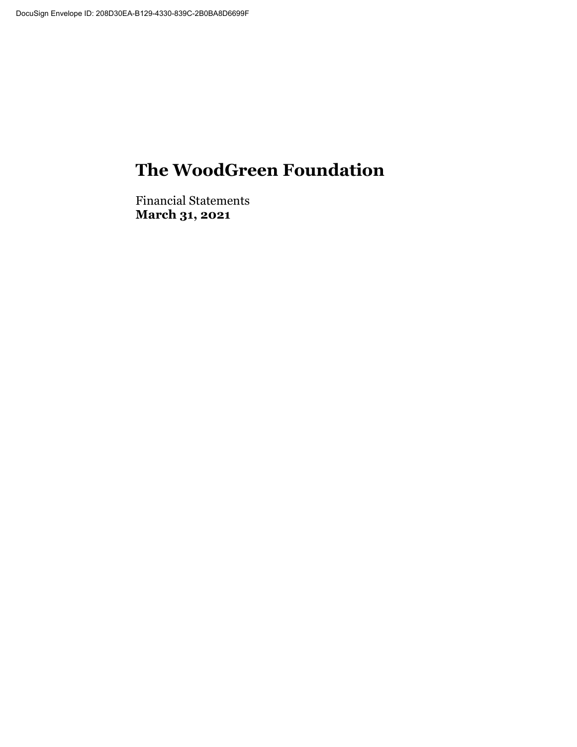DocuSign Envelope ID: 208D30EA-B129-4330-839C-2B0BA8D6699F

# The WoodGreen Foundation

Financial Statements
**March 31, 2021**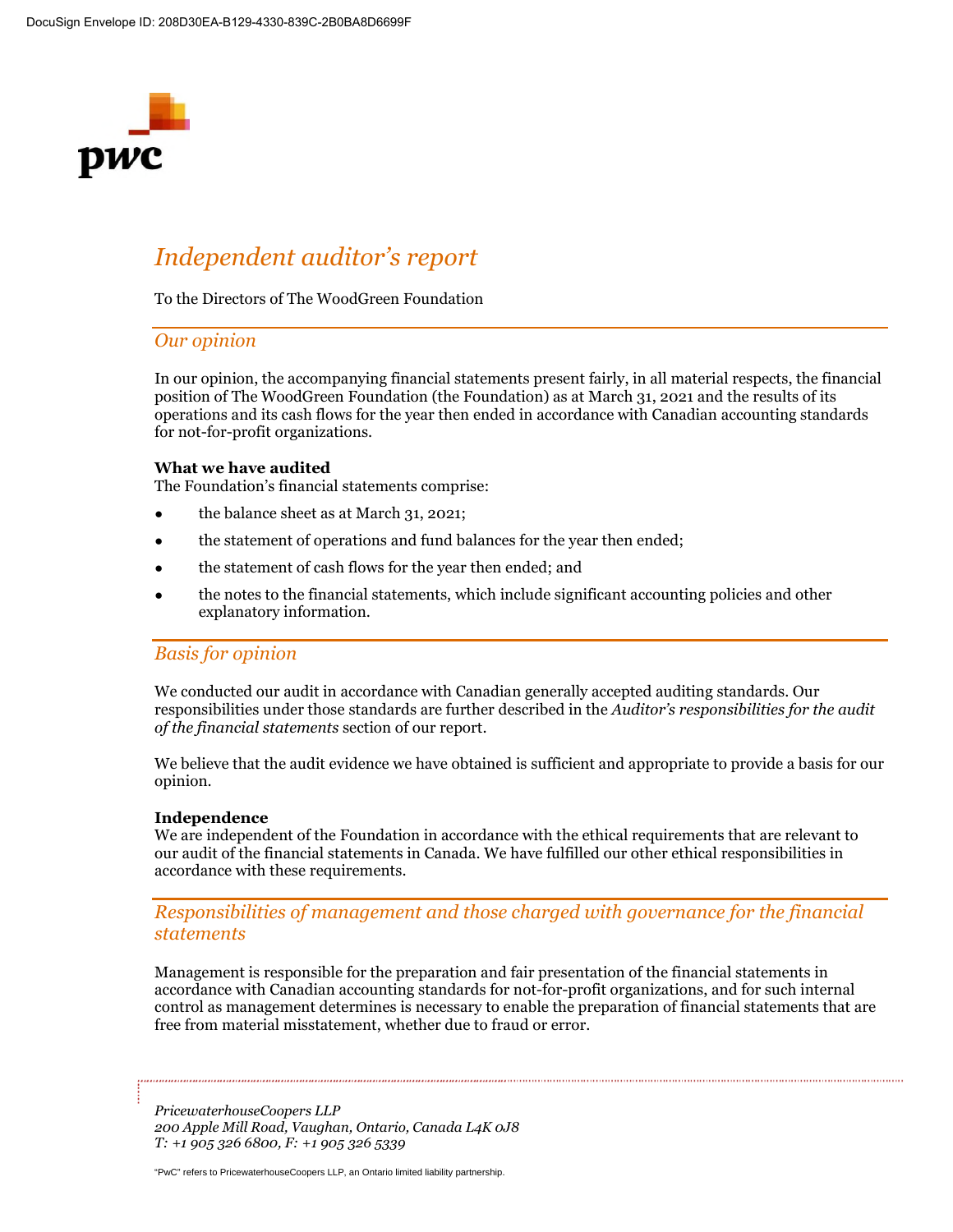# Independent auditor's report

To the Directors of The WoodGreen Foundation

## Our opinion

In our opinion, the accompanying financial statements present fairly, in all material respects, the financial position of The WoodGreen Foundation (the Foundation) as at March 31, 2021 and the results of its operations and its cash flows for the year then ended in accordance with Canadian accounting standards for not-for-profit organizations.

**What we have audited**
The Foundation's financial statements comprise:

- the balance sheet as at March 31, 2021;
- the statement of operations and fund balances for the year then ended;
- the statement of cash flows for the year then ended; and
- the notes to the financial statements, which include significant accounting policies and other explanatory information.

## Basis for opinion

We conducted our audit in accordance with Canadian generally accepted auditing standards. Our responsibilities under those standards are further described in the *Auditor's responsibilities for the audit of the financial statements* section of our report.

We believe that the audit evidence we have obtained is sufficient and appropriate to provide a basis for our opinion.

**Independence**
We are independent of the Foundation in accordance with the ethical requirements that are relevant to our audit of the financial statements in Canada. We have fulfilled our other ethical responsibilities in accordance with these requirements.

## Responsibilities of management and those charged with governance for the financial statements

Management is responsible for the preparation and fair presentation of the financial statements in accordance with Canadian accounting standards for not-for-profit organizations, and for such internal control as management determines is necessary to enable the preparation of financial statements that are free from material misstatement, whether due to fraud or error.

*PricewaterhouseCoopers LLP*
*200 Apple Mill Road, Vaughan, Ontario, Canada L4K 0J8*
*T: +1 905 326 6800, F: +1 905 326 5339*

"PwC" refers to PricewaterhouseCoopers LLP, an Ontario limited liability partnership.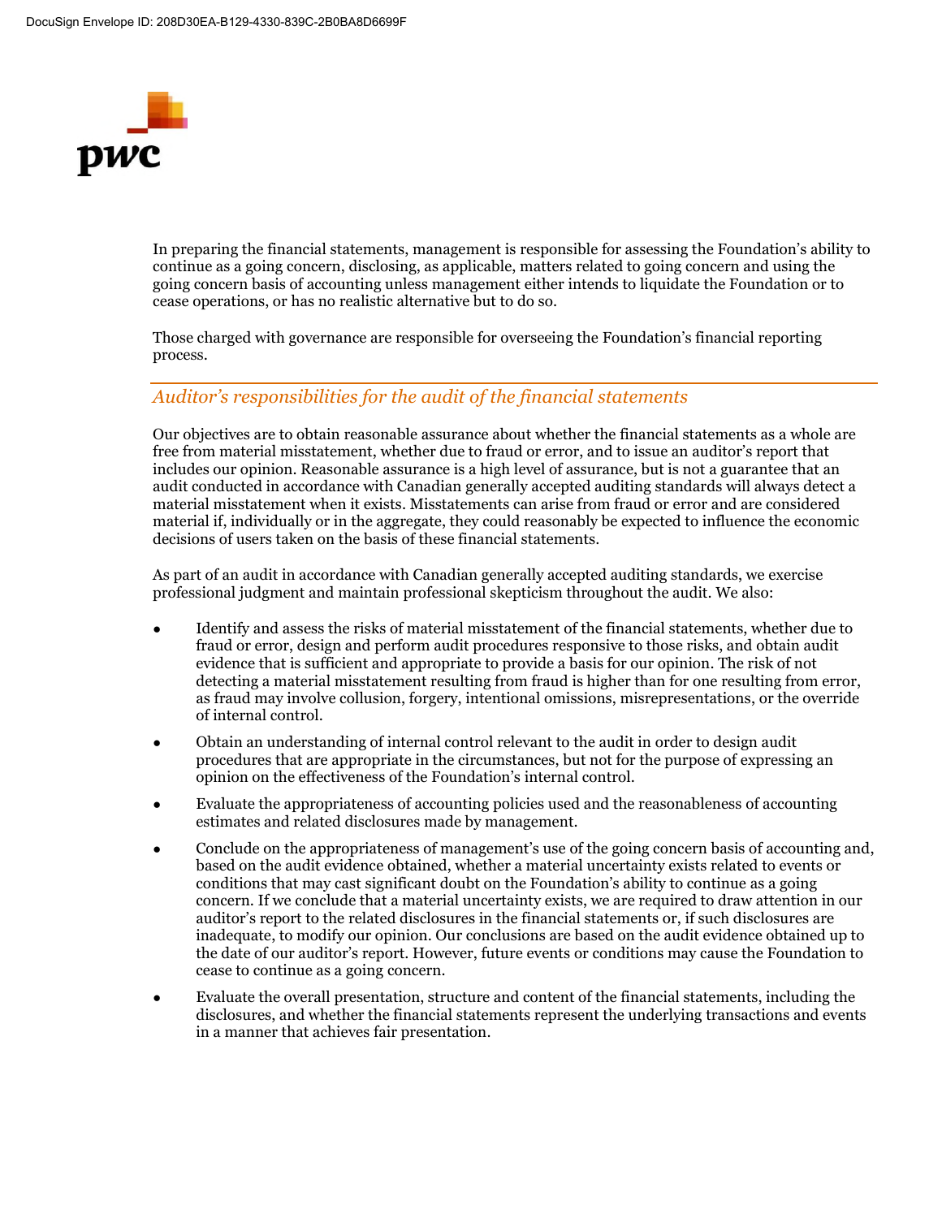In preparing the financial statements, management is responsible for assessing the Foundation's ability to continue as a going concern, disclosing, as applicable, matters related to going concern and using the going concern basis of accounting unless management either intends to liquidate the Foundation or to cease operations, or has no realistic alternative but to do so.

Those charged with governance are responsible for overseeing the Foundation's financial reporting process.

## *Auditor's responsibilities for the audit of the financial statements*

Our objectives are to obtain reasonable assurance about whether the financial statements as a whole are free from material misstatement, whether due to fraud or error, and to issue an auditor's report that includes our opinion. Reasonable assurance is a high level of assurance, but is not a guarantee that an audit conducted in accordance with Canadian generally accepted auditing standards will always detect a material misstatement when it exists. Misstatements can arise from fraud or error and are considered material if, individually or in the aggregate, they could reasonably be expected to influence the economic decisions of users taken on the basis of these financial statements.

As part of an audit in accordance with Canadian generally accepted auditing standards, we exercise professional judgment and maintain professional skepticism throughout the audit. We also:

- Identify and assess the risks of material misstatement of the financial statements, whether due to fraud or error, design and perform audit procedures responsive to those risks, and obtain audit evidence that is sufficient and appropriate to provide a basis for our opinion. The risk of not detecting a material misstatement resulting from fraud is higher than for one resulting from error, as fraud may involve collusion, forgery, intentional omissions, misrepresentations, or the override of internal control.
- Obtain an understanding of internal control relevant to the audit in order to design audit procedures that are appropriate in the circumstances, but not for the purpose of expressing an opinion on the effectiveness of the Foundation's internal control.
- Evaluate the appropriateness of accounting policies used and the reasonableness of accounting estimates and related disclosures made by management.
- Conclude on the appropriateness of management's use of the going concern basis of accounting and, based on the audit evidence obtained, whether a material uncertainty exists related to events or conditions that may cast significant doubt on the Foundation's ability to continue as a going concern. If we conclude that a material uncertainty exists, we are required to draw attention in our auditor's report to the related disclosures in the financial statements or, if such disclosures are inadequate, to modify our opinion. Our conclusions are based on the audit evidence obtained up to the date of our auditor's report. However, future events or conditions may cause the Foundation to cease to continue as a going concern.
- Evaluate the overall presentation, structure and content of the financial statements, including the disclosures, and whether the financial statements represent the underlying transactions and events in a manner that achieves fair presentation.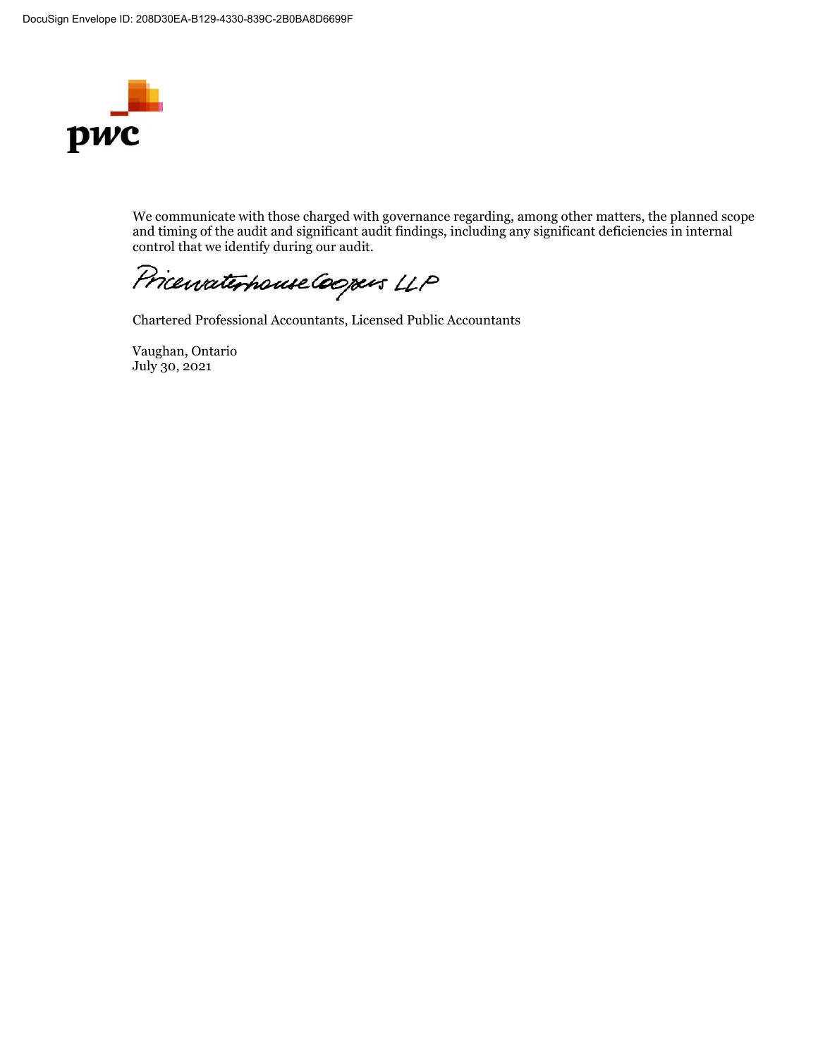We communicate with those charged with governance regarding, among other matters, the planned scope and timing of the audit and significant audit findings, including any significant deficiencies in internal control that we identify during our audit.

PricewaterhouseCoopers LLP

Chartered Professional Accountants, Licensed Public Accountants

Vaughan, Ontario
July 30, 2021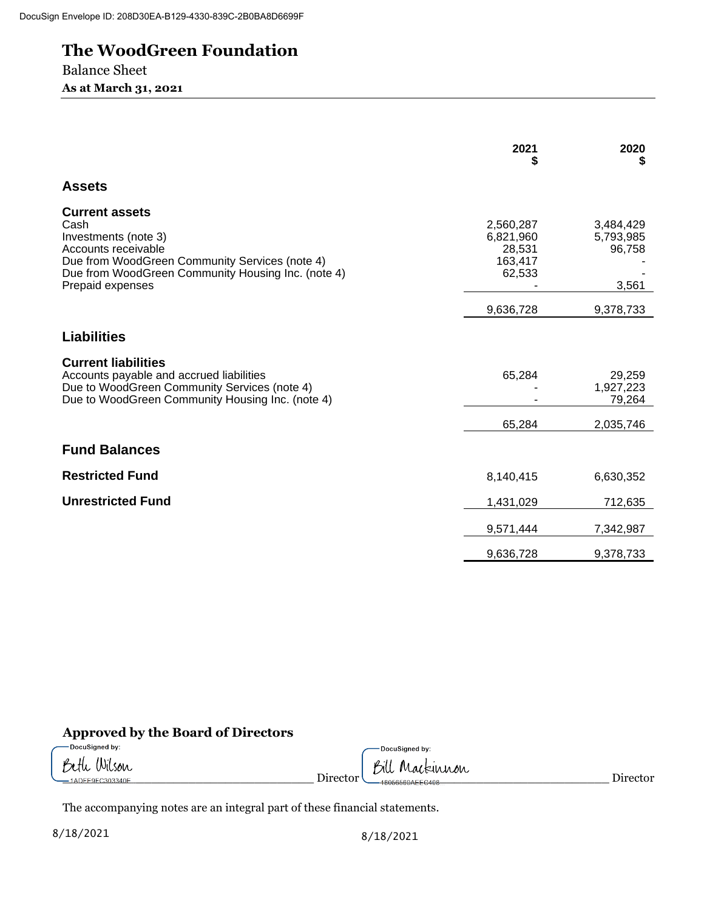DocuSign Envelope ID: 208D30EA-B129-4330-839C-2B0BA8D6699F

# The WoodGreen Foundation

Balance Sheet

**As at March 31, 2021**

| | 2021 $ | 2020 $ |
|---|---|---|
| **Assets** | | |
| **Current assets** | | |
| Cash | 2,560,287 | 3,484,429 |
| Investments (note 3) | 6,821,960 | 5,793,985 |
| Accounts receivable | 28,531 | 96,758 |
| Due from WoodGreen Community Services (note 4) | 163,417 | - |
| Due from WoodGreen Community Housing Inc. (note 4) | 62,533 | - |
| Prepaid expenses | - | 3,561 |
| | 9,636,728 | 9,378,733 |
| **Liabilities** | | |
| **Current liabilities** | | |
| Accounts payable and accrued liabilities | 65,284 | 29,259 |
| Due to WoodGreen Community Services (note 4) | - | 1,927,223 |
| Due to WoodGreen Community Housing Inc. (note 4) | - | 79,264 |
| | 65,284 | 2,035,746 |
| **Fund Balances** | | |
| **Restricted Fund** | 8,140,415 | 6,630,352 |
| **Unrestricted Fund** | 1,431,029 | 712,635 |
| | 9,571,444 | 7,342,987 |
| | 9,636,728 | 9,378,733 |

**Approved by the Board of Directors**

DocuSigned by: Beth Wilson (1ADFE9EC303340F) Director — 8/18/2021

DocuSigned by: Bill Mackinnon (18056560AEEC408) Director — 8/18/2021

The accompanying notes are an integral part of these financial statements.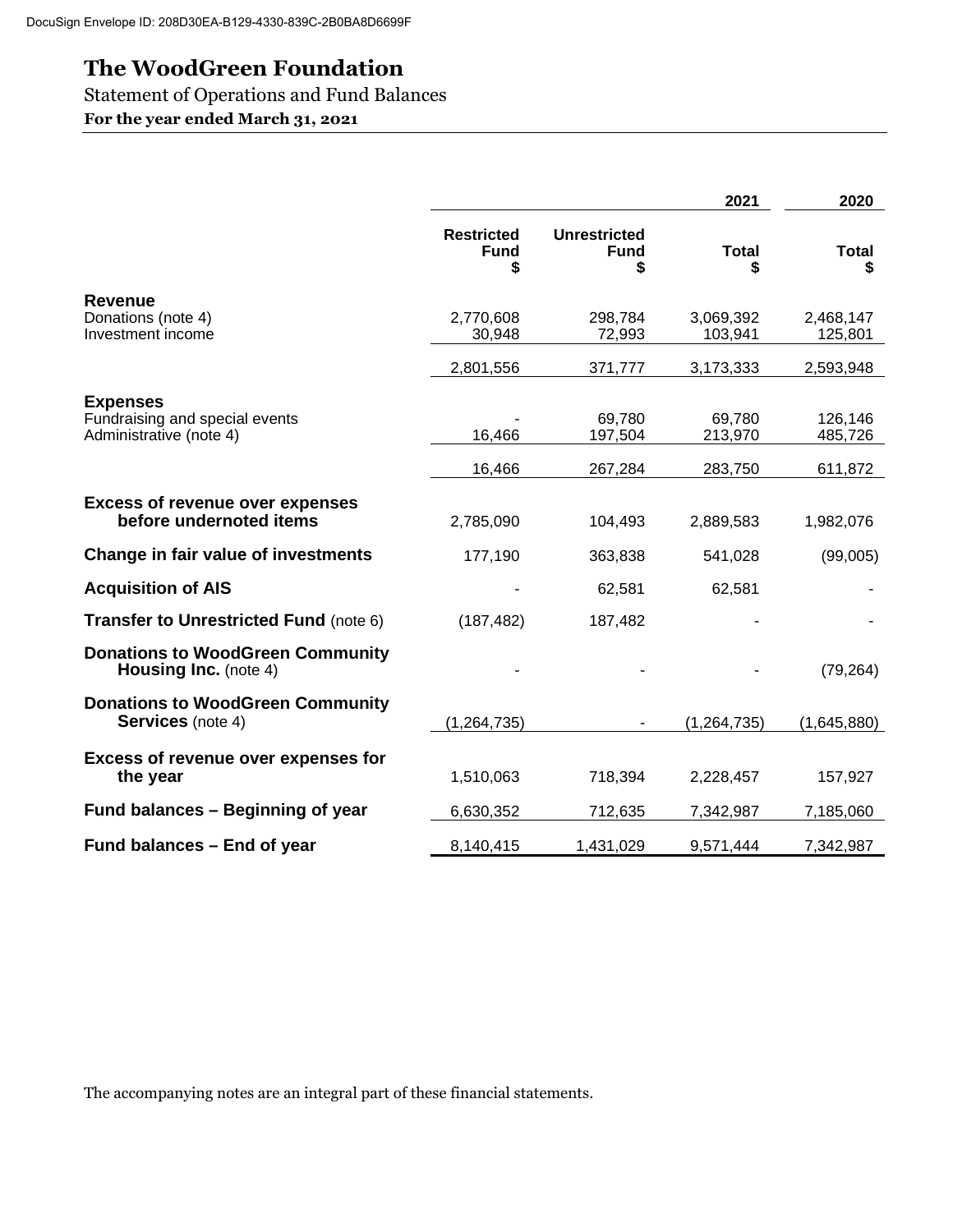# The WoodGreen Foundation

Statement of Operations and Fund Balances

**For the year ended March 31, 2021**

| | 2021 | | | 2020 |
|---|---|---|---|---|
| | **Restricted Fund** $ | **Unrestricted Fund** $ | **Total** $ | **Total** $ |
| **Revenue** | | | | |
| Donations (note 4) | 2,770,608 | 298,784 | 3,069,392 | 2,468,147 |
| Investment income | 30,948 | 72,993 | 103,941 | 125,801 |
| | 2,801,556 | 371,777 | 3,173,333 | 2,593,948 |
| **Expenses** | | | | |
| Fundraising and special events | - | 69,780 | 69,780 | 126,146 |
| Administrative (note 4) | 16,466 | 197,504 | 213,970 | 485,726 |
| | 16,466 | 267,284 | 283,750 | 611,872 |
| **Excess of revenue over expenses before undernoted items** | 2,785,090 | 104,493 | 2,889,583 | 1,982,076 |
| **Change in fair value of investments** | 177,190 | 363,838 | 541,028 | (99,005) |
| **Acquisition of AIS** | - | 62,581 | 62,581 | - |
| **Transfer to Unrestricted Fund** (note 6) | (187,482) | 187,482 | - | - |
| **Donations to WoodGreen Community Housing Inc.** (note 4) | - | - | - | (79,264) |
| **Donations to WoodGreen Community Services** (note 4) | (1,264,735) | - | (1,264,735) | (1,645,880) |
| **Excess of revenue over expenses for the year** | 1,510,063 | 718,394 | 2,228,457 | 157,927 |
| **Fund balances – Beginning of year** | 6,630,352 | 712,635 | 7,342,987 | 7,185,060 |
| **Fund balances – End of year** | 8,140,415 | 1,431,029 | 9,571,444 | 7,342,987 |

The accompanying notes are an integral part of these financial statements.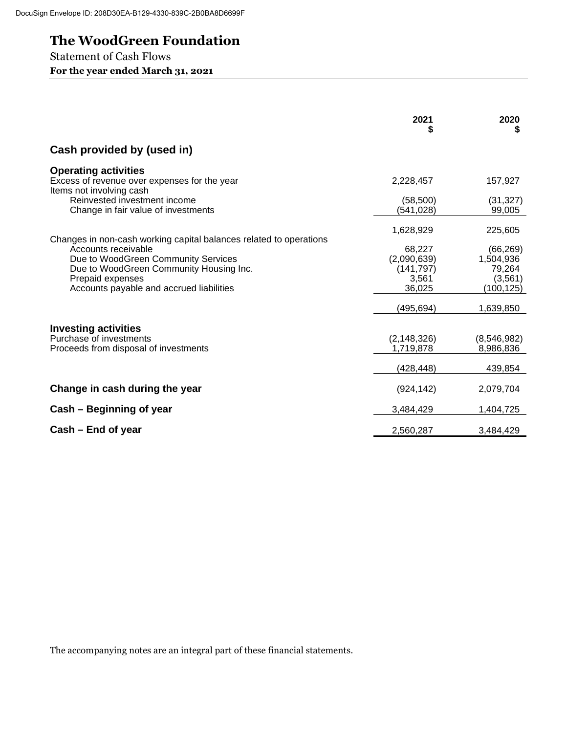# The WoodGreen Foundation

Statement of Cash Flows

**For the year ended March 31, 2021**

| | 2021 $ | 2020 $ |
|---|---|---|
| **Cash provided by (used in)** | | |
| **Operating activities** | | |
| Excess of revenue over expenses for the year | 2,228,457 | 157,927 |
| Items not involving cash | | |
| Reinvested investment income | (58,500) | (31,327) |
| Change in fair value of investments | (541,028) | 99,005 |
| | 1,628,929 | 225,605 |
| Changes in non-cash working capital balances related to operations | | |
| Accounts receivable | 68,227 | (66,269) |
| Due to WoodGreen Community Services | (2,090,639) | 1,504,936 |
| Due to WoodGreen Community Housing Inc. | (141,797) | 79,264 |
| Prepaid expenses | 3,561 | (3,561) |
| Accounts payable and accrued liabilities | 36,025 | (100,125) |
| | (495,694) | 1,639,850 |
| **Investing activities** | | |
| Purchase of investments | (2,148,326) | (8,546,982) |
| Proceeds from disposal of investments | 1,719,878 | 8,986,836 |
| | (428,448) | 439,854 |
| **Change in cash during the year** | (924,142) | 2,079,704 |
| **Cash – Beginning of year** | 3,484,429 | 1,404,725 |
| **Cash – End of year** | 2,560,287 | 3,484,429 |

The accompanying notes are an integral part of these financial statements.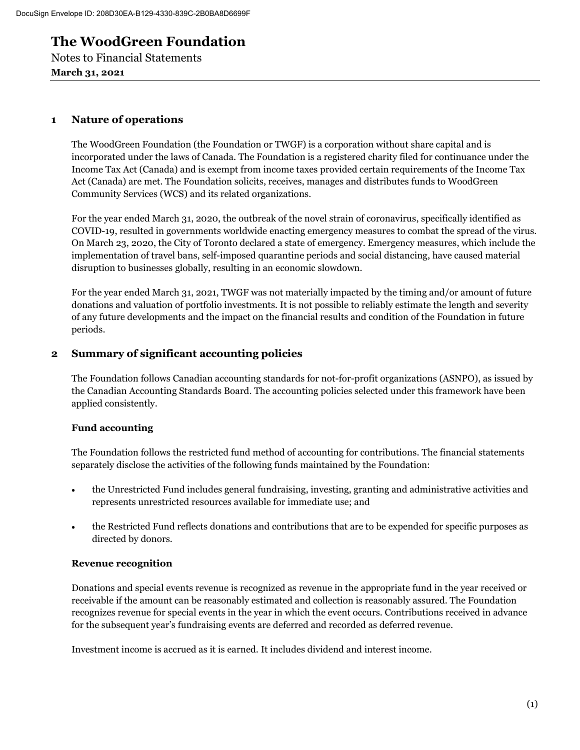# The WoodGreen Foundation

Notes to Financial Statements

**March 31, 2021**

## 1 Nature of operations

The WoodGreen Foundation (the Foundation or TWGF) is a corporation without share capital and is incorporated under the laws of Canada. The Foundation is a registered charity filed for continuance under the Income Tax Act (Canada) and is exempt from income taxes provided certain requirements of the Income Tax Act (Canada) are met. The Foundation solicits, receives, manages and distributes funds to WoodGreen Community Services (WCS) and its related organizations.

For the year ended March 31, 2020, the outbreak of the novel strain of coronavirus, specifically identified as COVID-19, resulted in governments worldwide enacting emergency measures to combat the spread of the virus. On March 23, 2020, the City of Toronto declared a state of emergency. Emergency measures, which include the implementation of travel bans, self-imposed quarantine periods and social distancing, have caused material disruption to businesses globally, resulting in an economic slowdown.

For the year ended March 31, 2021, TWGF was not materially impacted by the timing and/or amount of future donations and valuation of portfolio investments. It is not possible to reliably estimate the length and severity of any future developments and the impact on the financial results and condition of the Foundation in future periods.

## 2 Summary of significant accounting policies

The Foundation follows Canadian accounting standards for not-for-profit organizations (ASNPO), as issued by the Canadian Accounting Standards Board. The accounting policies selected under this framework have been applied consistently.

### Fund accounting

The Foundation follows the restricted fund method of accounting for contributions. The financial statements separately disclose the activities of the following funds maintained by the Foundation:

- the Unrestricted Fund includes general fundraising, investing, granting and administrative activities and represents unrestricted resources available for immediate use; and
- the Restricted Fund reflects donations and contributions that are to be expended for specific purposes as directed by donors.

### Revenue recognition

Donations and special events revenue is recognized as revenue in the appropriate fund in the year received or receivable if the amount can be reasonably estimated and collection is reasonably assured. The Foundation recognizes revenue for special events in the year in which the event occurs. Contributions received in advance for the subsequent year's fundraising events are deferred and recorded as deferred revenue.

Investment income is accrued as it is earned. It includes dividend and interest income.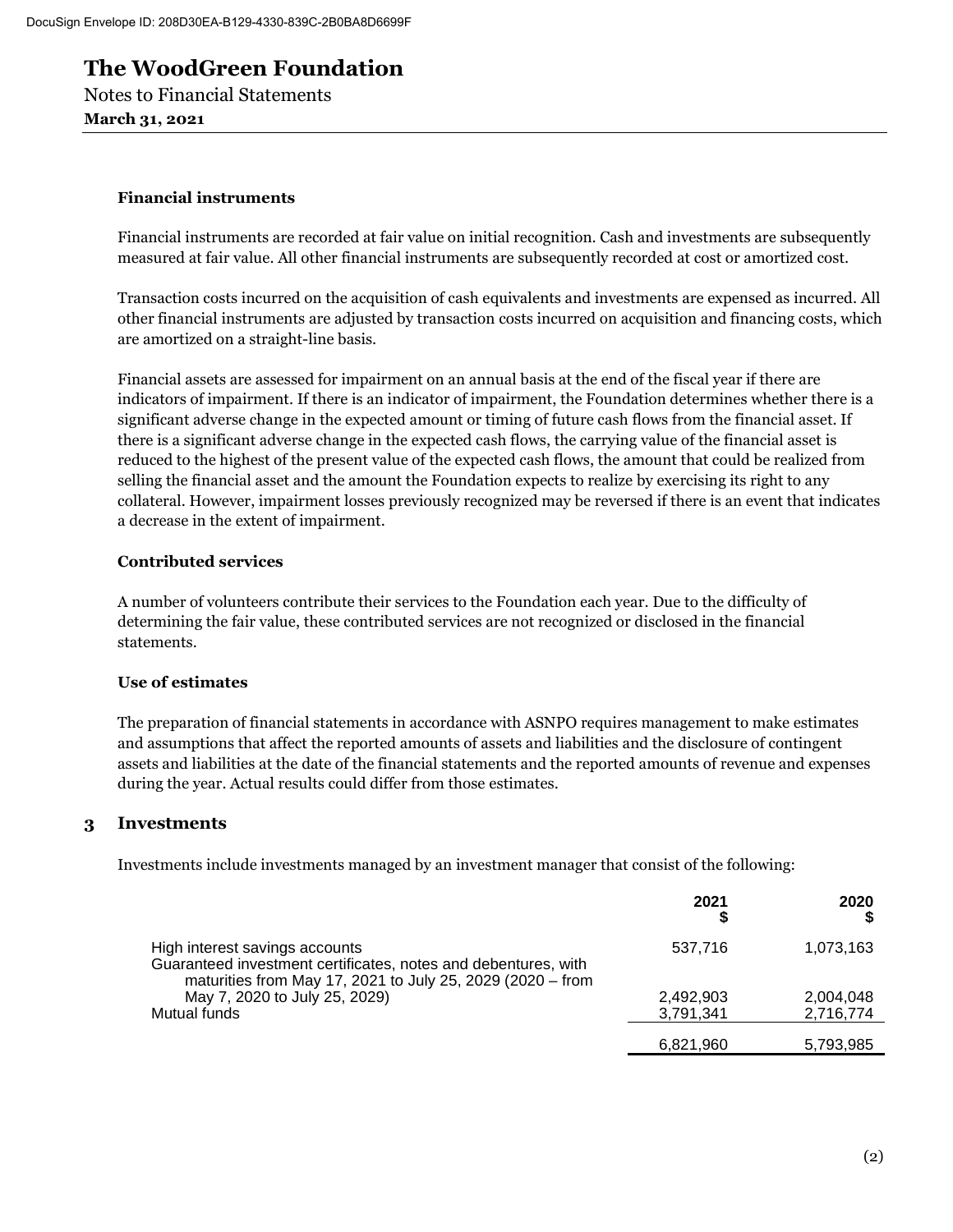# The WoodGreen Foundation

Notes to Financial Statements

**March 31, 2021**

---

### Financial instruments

Financial instruments are recorded at fair value on initial recognition. Cash and investments are subsequently measured at fair value. All other financial instruments are subsequently recorded at cost or amortized cost.

Transaction costs incurred on the acquisition of cash equivalents and investments are expensed as incurred. All other financial instruments are adjusted by transaction costs incurred on acquisition and financing costs, which are amortized on a straight-line basis.

Financial assets are assessed for impairment on an annual basis at the end of the fiscal year if there are indicators of impairment. If there is an indicator of impairment, the Foundation determines whether there is a significant adverse change in the expected amount or timing of future cash flows from the financial asset. If there is a significant adverse change in the expected cash flows, the carrying value of the financial asset is reduced to the highest of the present value of the expected cash flows, the amount that could be realized from selling the financial asset and the amount the Foundation expects to realize by exercising its right to any collateral. However, impairment losses previously recognized may be reversed if there is an event that indicates a decrease in the extent of impairment.

### Contributed services

A number of volunteers contribute their services to the Foundation each year. Due to the difficulty of determining the fair value, these contributed services are not recognized or disclosed in the financial statements.

### Use of estimates

The preparation of financial statements in accordance with ASNPO requires management to make estimates and assumptions that affect the reported amounts of assets and liabilities and the disclosure of contingent assets and liabilities at the date of the financial statements and the reported amounts of revenue and expenses during the year. Actual results could differ from those estimates.

## 3 Investments

Investments include investments managed by an investment manager that consist of the following:

| | 2021<br>$ | 2020<br>$ |
|---|---:|---:|
| High interest savings accounts | 537,716 | 1,073,163 |
| Guaranteed investment certificates, notes and debentures, with maturities from May 17, 2021 to July 25, 2029 (2020 – from May 7, 2020 to July 25, 2029) | 2,492,903 | 2,004,048 |
| Mutual funds | 3,791,341 | 2,716,774 |
| | 6,821,960 | 5,793,985 |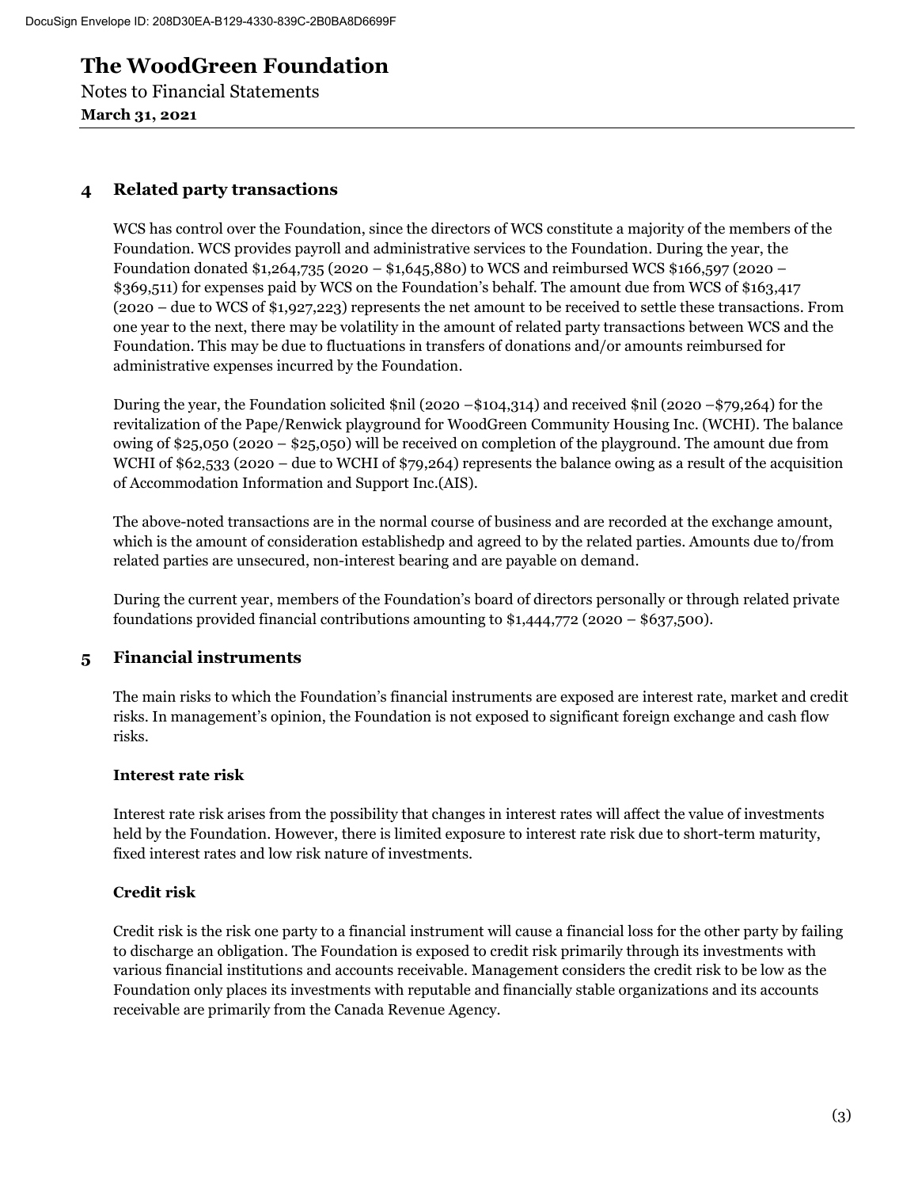# The WoodGreen Foundation

Notes to Financial Statements

**March 31, 2021**

## 4 Related party transactions

WCS has control over the Foundation, since the directors of WCS constitute a majority of the members of the Foundation. WCS provides payroll and administrative services to the Foundation. During the year, the Foundation donated $1,264,735 (2020 – $1,645,880) to WCS and reimbursed WCS $166,597 (2020 – $369,511) for expenses paid by WCS on the Foundation's behalf. The amount due from WCS of $163,417 (2020 – due to WCS of $1,927,223) represents the net amount to be received to settle these transactions. From one year to the next, there may be volatility in the amount of related party transactions between WCS and the Foundation. This may be due to fluctuations in transfers of donations and/or amounts reimbursed for administrative expenses incurred by the Foundation.

During the year, the Foundation solicited $nil (2020 –$104,314) and received $nil (2020 –$79,264) for the revitalization of the Pape/Renwick playground for WoodGreen Community Housing Inc. (WCHI). The balance owing of $25,050 (2020 – $25,050) will be received on completion of the playground. The amount due from WCHI of $62,533 (2020 – due to WCHI of $79,264) represents the balance owing as a result of the acquisition of Accommodation Information and Support Inc.(AIS).

The above-noted transactions are in the normal course of business and are recorded at the exchange amount, which is the amount of consideration establishedp and agreed to by the related parties. Amounts due to/from related parties are unsecured, non-interest bearing and are payable on demand.

During the current year, members of the Foundation's board of directors personally or through related private foundations provided financial contributions amounting to $1,444,772 (2020 – $637,500).

## 5 Financial instruments

The main risks to which the Foundation's financial instruments are exposed are interest rate, market and credit risks. In management's opinion, the Foundation is not exposed to significant foreign exchange and cash flow risks.

### Interest rate risk

Interest rate risk arises from the possibility that changes in interest rates will affect the value of investments held by the Foundation. However, there is limited exposure to interest rate risk due to short-term maturity, fixed interest rates and low risk nature of investments.

### Credit risk

Credit risk is the risk one party to a financial instrument will cause a financial loss for the other party by failing to discharge an obligation. The Foundation is exposed to credit risk primarily through its investments with various financial institutions and accounts receivable. Management considers the credit risk to be low as the Foundation only places its investments with reputable and financially stable organizations and its accounts receivable are primarily from the Canada Revenue Agency.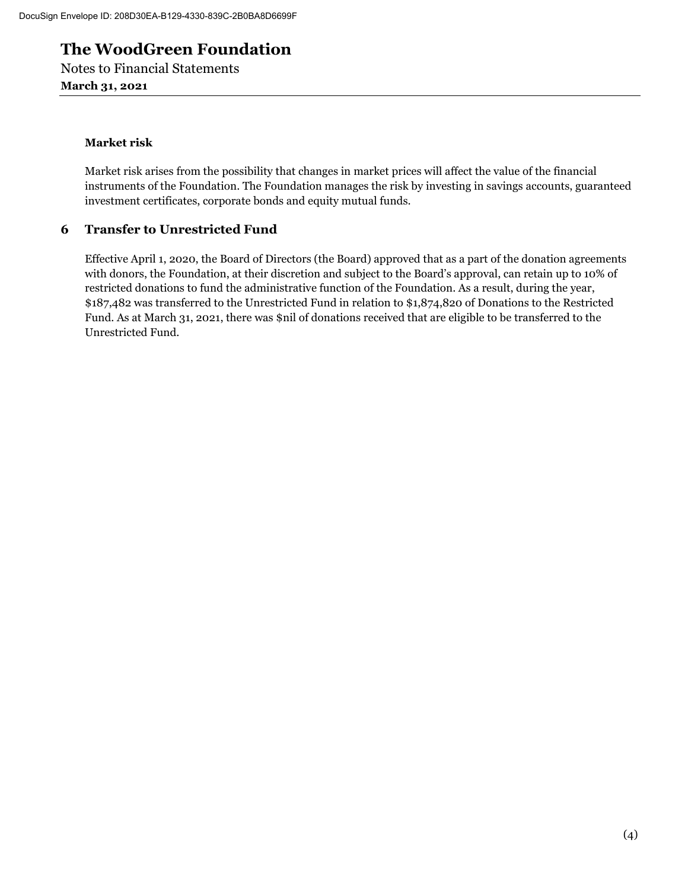**Market risk**

Market risk arises from the possibility that changes in market prices will affect the value of the financial instruments of the Foundation. The Foundation manages the risk by investing in savings accounts, guaranteed investment certificates, corporate bonds and equity mutual funds.

## 6 Transfer to Unrestricted Fund

Effective April 1, 2020, the Board of Directors (the Board) approved that as a part of the donation agreements with donors, the Foundation, at their discretion and subject to the Board's approval, can retain up to 10% of restricted donations to fund the administrative function of the Foundation. As a result, during the year, $187,482 was transferred to the Unrestricted Fund in relation to $1,874,820 of Donations to the Restricted Fund. As at March 31, 2021, there was $nil of donations received that are eligible to be transferred to the Unrestricted Fund.